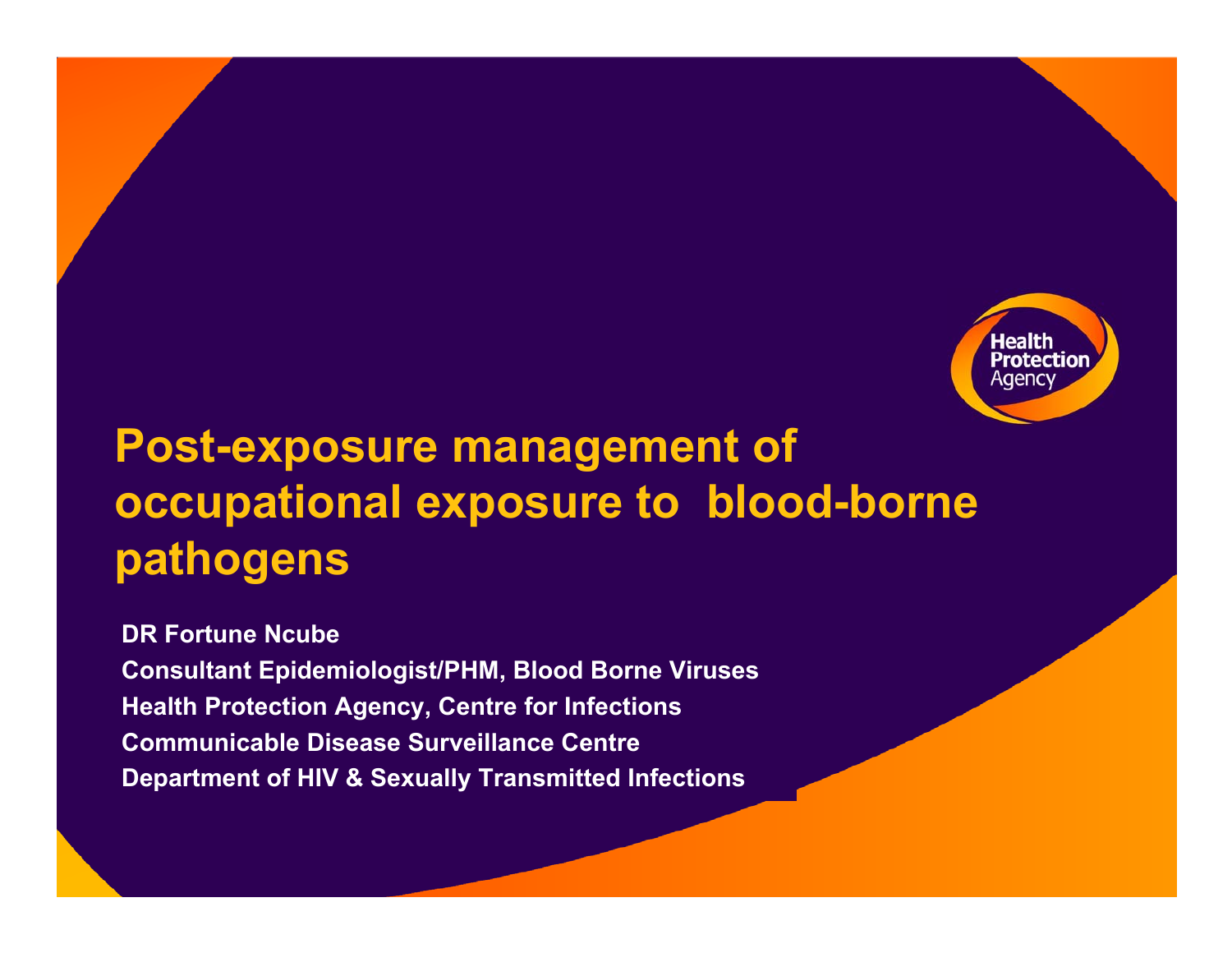Health Protection Agency

# Post-exposure management of occupational exposure to blood-borne pathogens

**DR Fortune Ncube**

**Consultant Epidemiologist/PHM, Blood Borne Viruses**

**Health Protection Agency, Centre for Infections**

**Communicable Disease Surveillance Centre**

**Department of HIV & Sexually Transmitted Infections**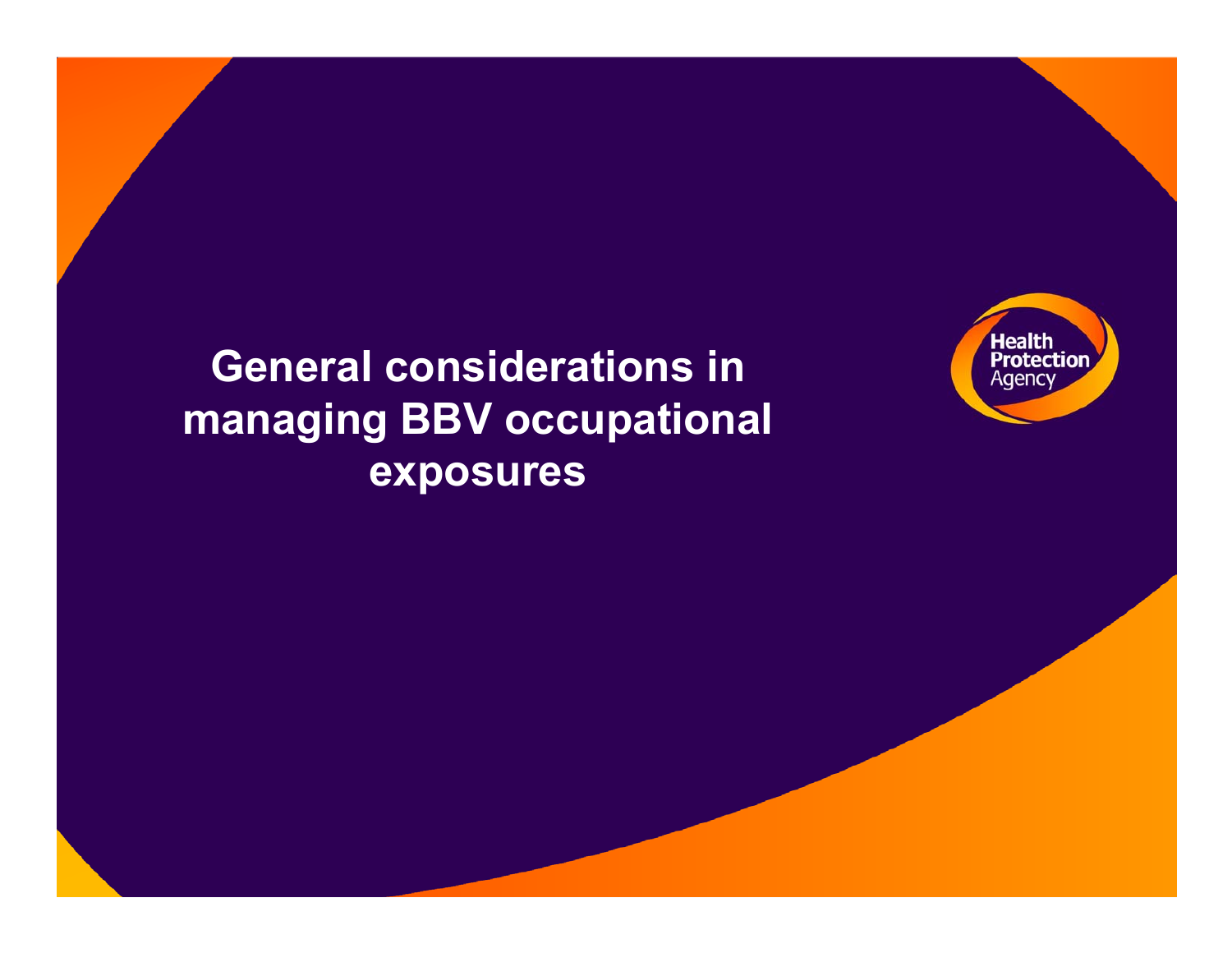# General considerations in managing BBV occupational exposures

Health Protection Agency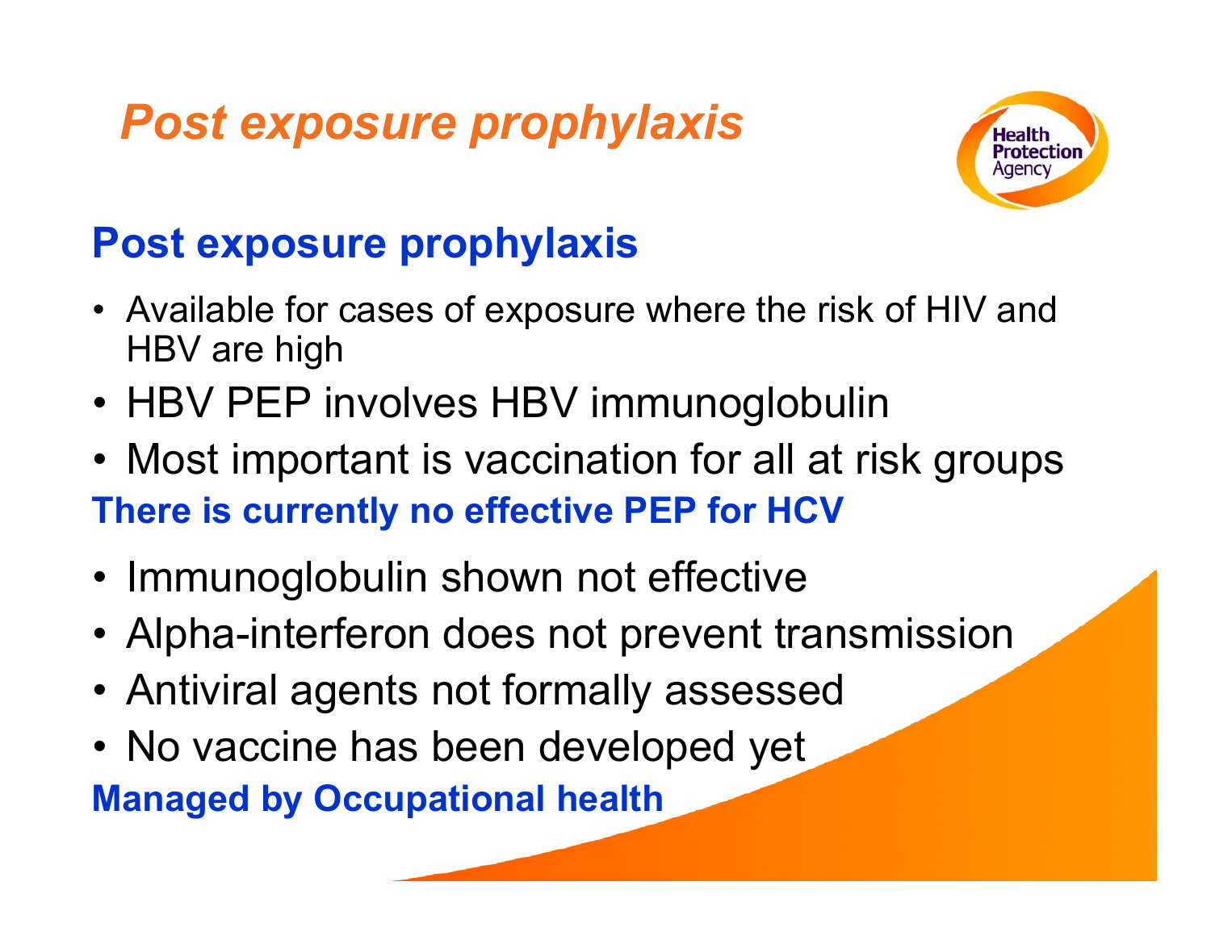# *Post exposure prophylaxis*

## Post exposure prophylaxis

- Available for cases of exposure where the risk of HIV and HBV are high
- HBV PEP involves HBV immunoglobulin
- Most important is vaccination for all at risk groups

**There is currently no effective PEP for HCV**

- Immunoglobulin shown not effective
- Alpha-interferon does not prevent transmission
- Antiviral agents not formally assessed
- No vaccine has been developed yet

**Managed by Occupational health**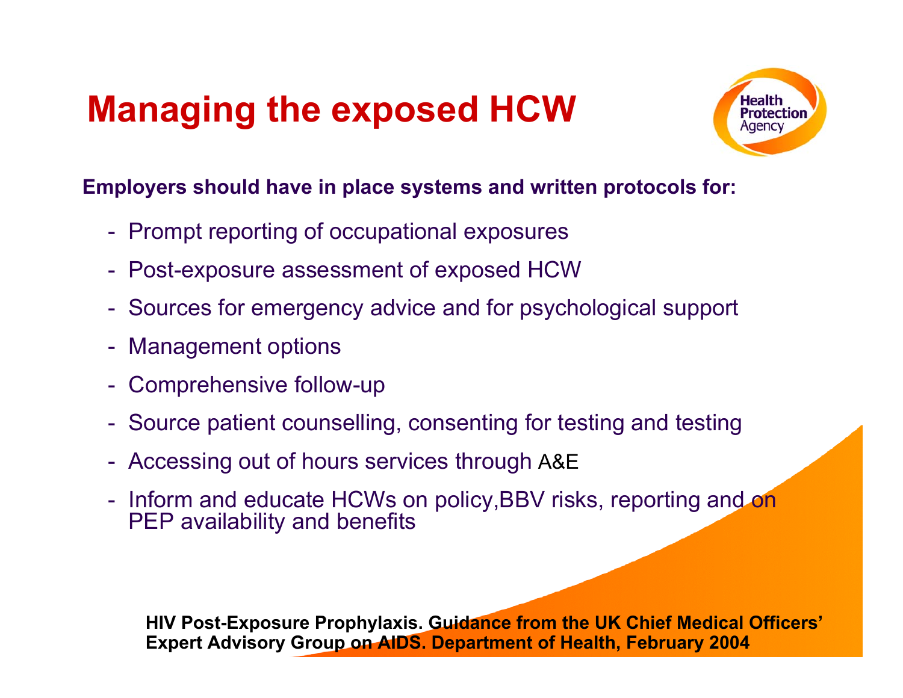# Managing the exposed HCW

**Employers should have in place systems and written protocols for:**

- Prompt reporting of occupational exposures
- Post-exposure assessment of exposed HCW
- Sources for emergency advice and for psychological support
- Management options
- Comprehensive follow-up
- Source patient counselling, consenting for testing and testing
- Accessing out of hours services through A&E
- Inform and educate HCWs on policy,BBV risks, reporting and on PEP availability and benefits

**HIV Post-Exposure Prophylaxis. Guidance from the UK Chief Medical Officers' Expert Advisory Group on AIDS. Department of Health, February 2004**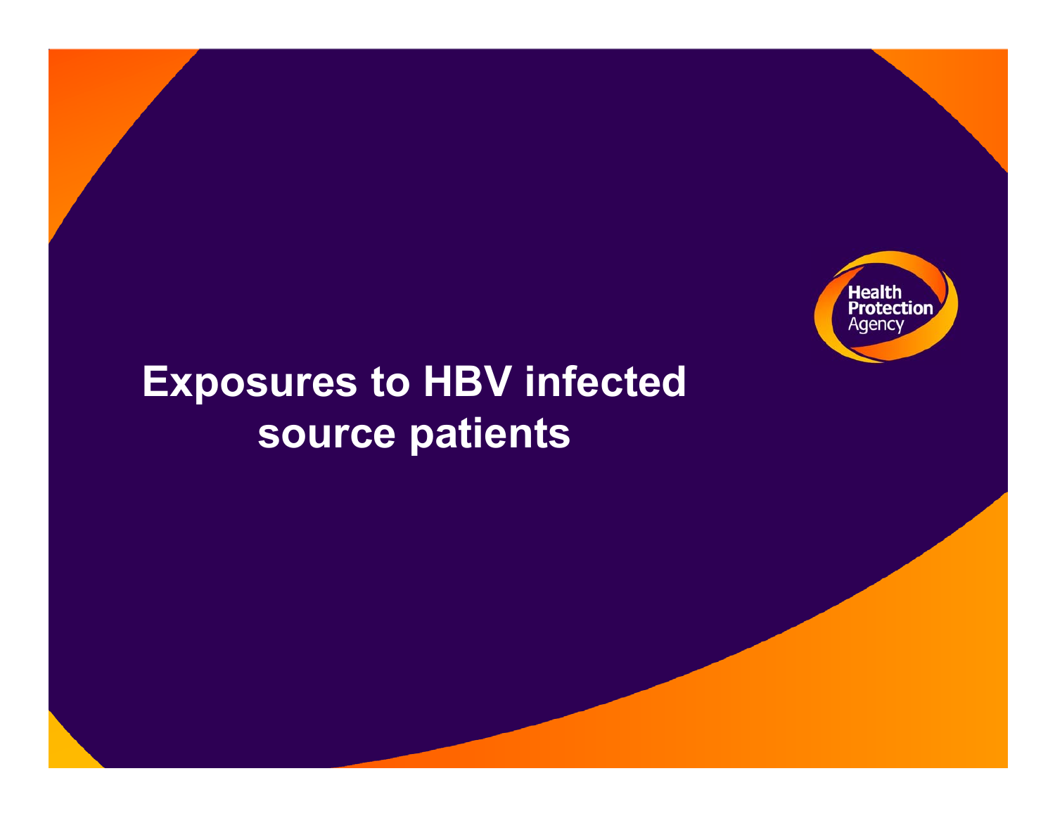# Exposures to HBV infected source patients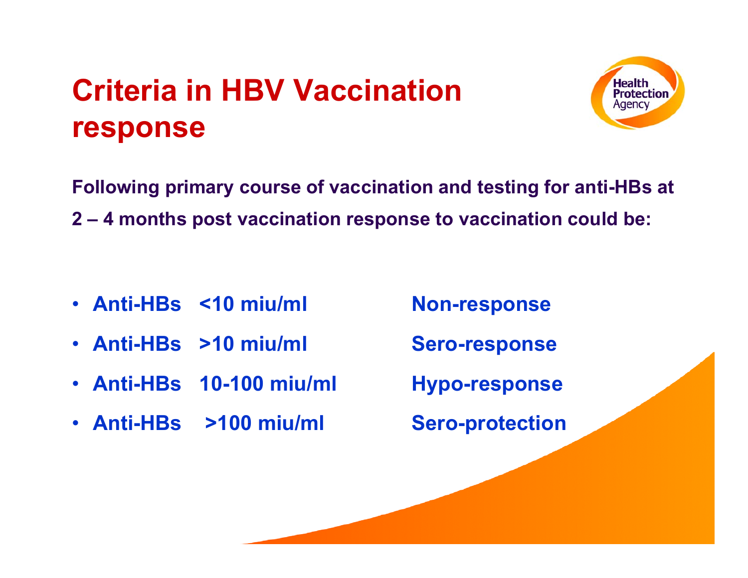# Criteria in HBV Vaccination response

**Following primary course of vaccination and testing for anti-HBs at 2 – 4 months post vaccination response to vaccination could be:**

- **Anti-HBs <10 miu/ml** — **Non-response**
- **Anti-HBs >10 miu/ml** — **Sero-response**
- **Anti-HBs 10-100 miu/ml** — **Hypo-response**
- **Anti-HBs >100 miu/ml** — **Sero-protection**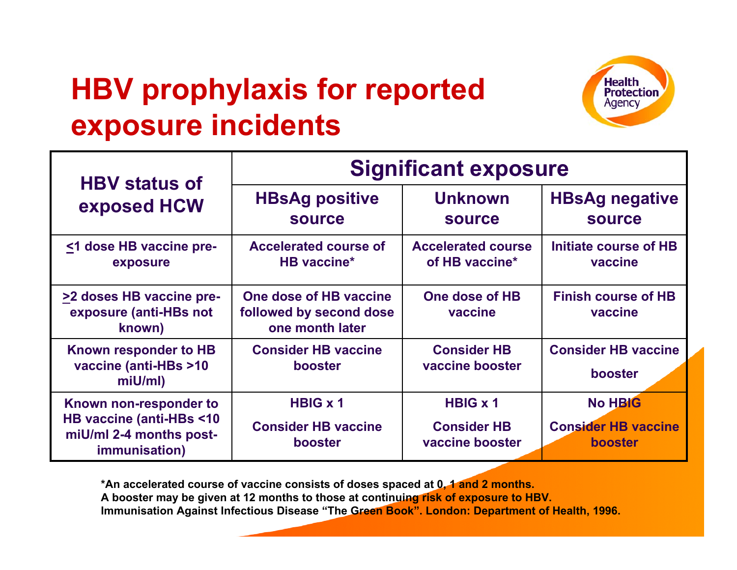# HBV prophylaxis for reported exposure incidents

| HBV status of exposed HCW | Significant exposure | | |
|---|---|---|---|
| | HBsAg positive source | Unknown source | HBsAg negative source |
| ≤1 dose HB vaccine pre-exposure | Accelerated course of HB vaccine* | Accelerated course of HB vaccine* | Initiate course of HB vaccine |
| ≥2 doses HB vaccine pre-exposure (anti-HBs not known) | One dose of HB vaccine followed by second dose one month later | One dose of HB vaccine | Finish course of HB vaccine |
| Known responder to HB vaccine (anti-HBs >10 miU/ml) | Consider HB vaccine booster | Consider HB vaccine booster | Consider HB vaccine booster |
| Known non-responder to HB vaccine (anti-HBs <10 miU/ml 2-4 months post-immunisation) | HBIG x 1<br>Consider HB vaccine booster | HBIG x 1<br>Consider HB vaccine booster | No HBIG<br>Consider HB vaccine booster |

*An accelerated course of vaccine consists of doses spaced at 0, 1 and 2 months.
A booster may be given at 12 months to those at continuing risk of exposure to HBV.
Immunisation Against Infectious Disease "The Green Book". London: Department of Health, 1996.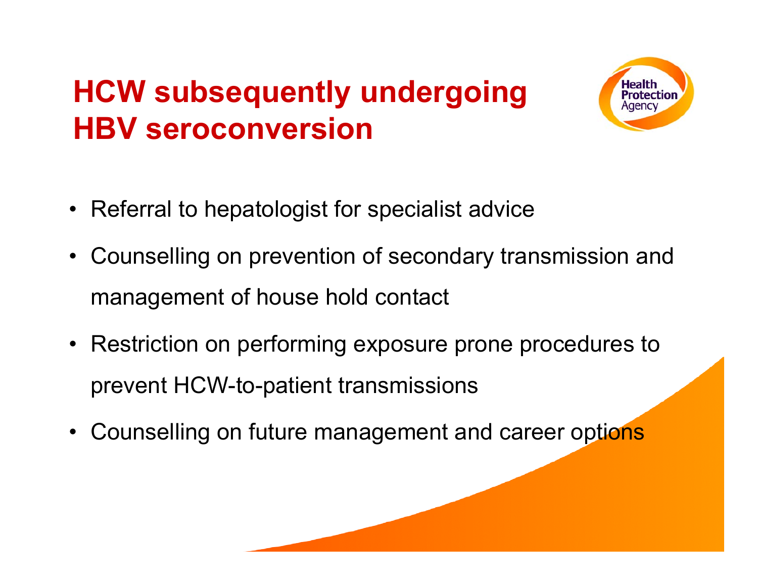# HCW subsequently undergoing HBV seroconversion

- Referral to hepatologist for specialist advice
- Counselling on prevention of secondary transmission and management of house hold contact
- Restriction on performing exposure prone procedures to prevent HCW-to-patient transmissions
- Counselling on future management and career options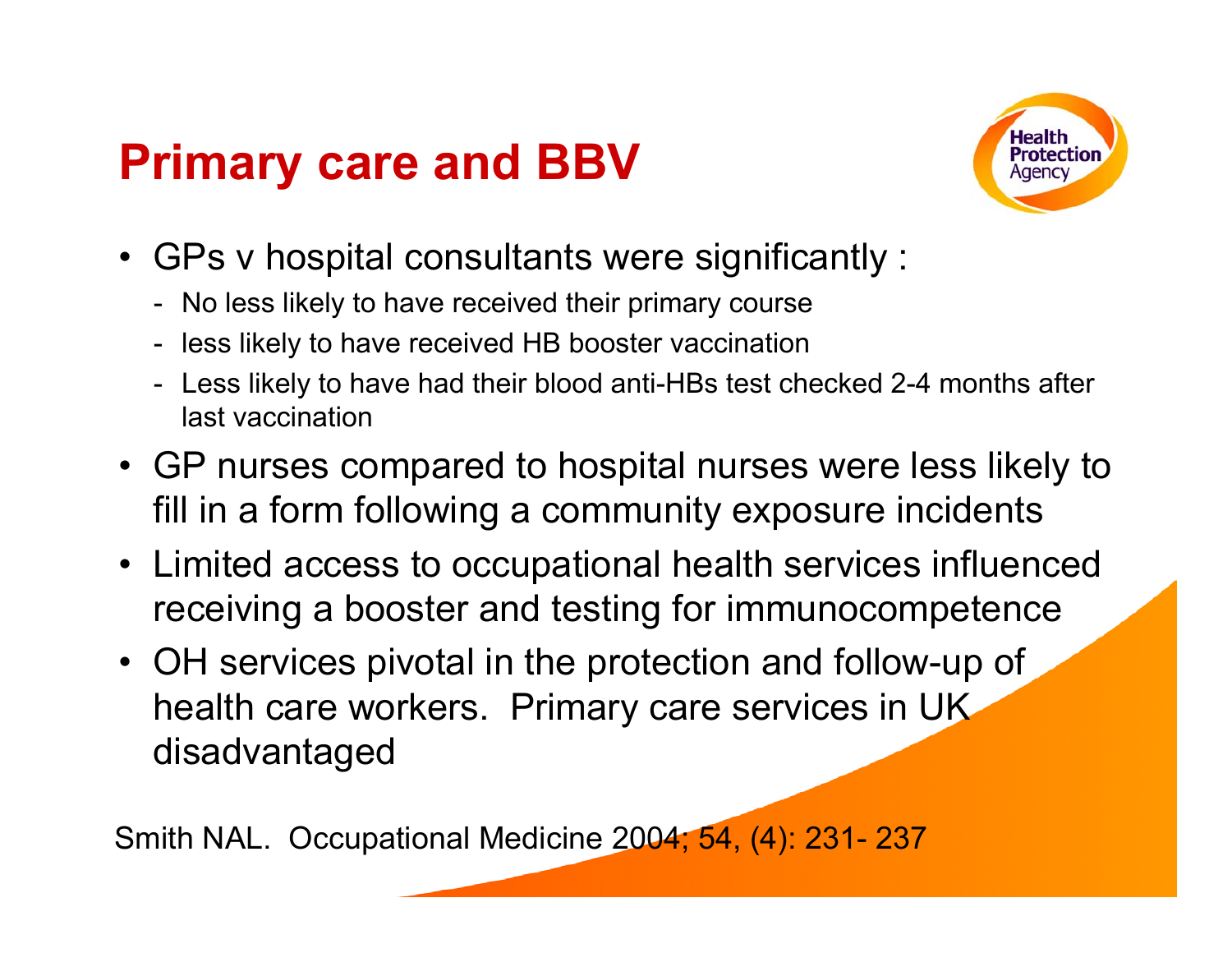# Primary care and BBV

- GPs v hospital consultants were significantly :
  - No less likely to have received their primary course
  - less likely to have received HB booster vaccination
  - Less likely to have had their blood anti-HBs test checked 2-4 months after last vaccination
- GP nurses compared to hospital nurses were less likely to fill in a form following a community exposure incidents
- Limited access to occupational health services influenced receiving a booster and testing for immunocompetence
- OH services pivotal in the protection and follow-up of health care workers. Primary care services in UK disadvantaged

Smith NAL. Occupational Medicine 2004; 54, (4): 231- 237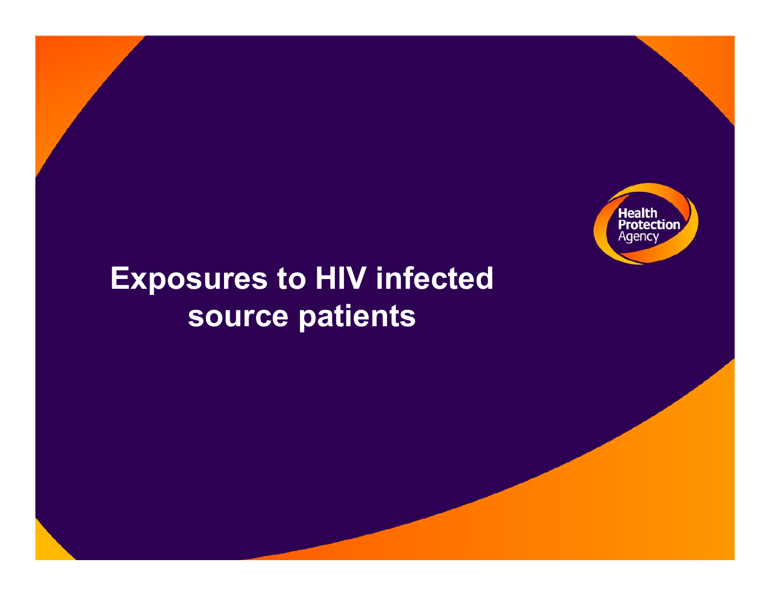# Exposures to HIV infected source patients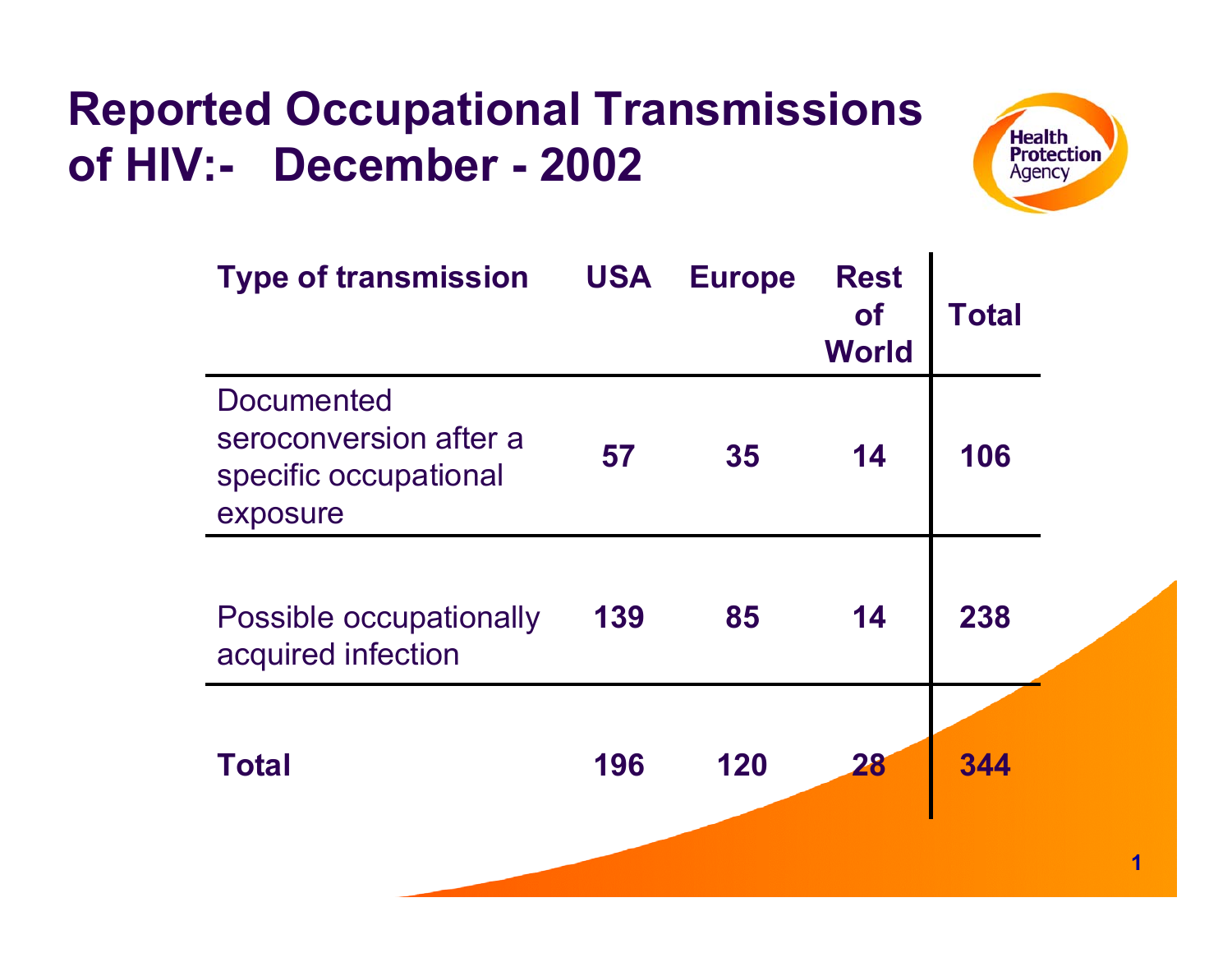# Reported Occupational Transmissions of HIV:- December - 2002

| Type of transmission | USA | Europe | Rest of World | Total |
|---|---|---|---|---|
| Documented seroconversion after a specific occupational exposure | 57 | 35 | 14 | 106 |
| Possible occupationally acquired infection | 139 | 85 | 14 | 238 |
| **Total** | **196** | **120** | **28** | **344** |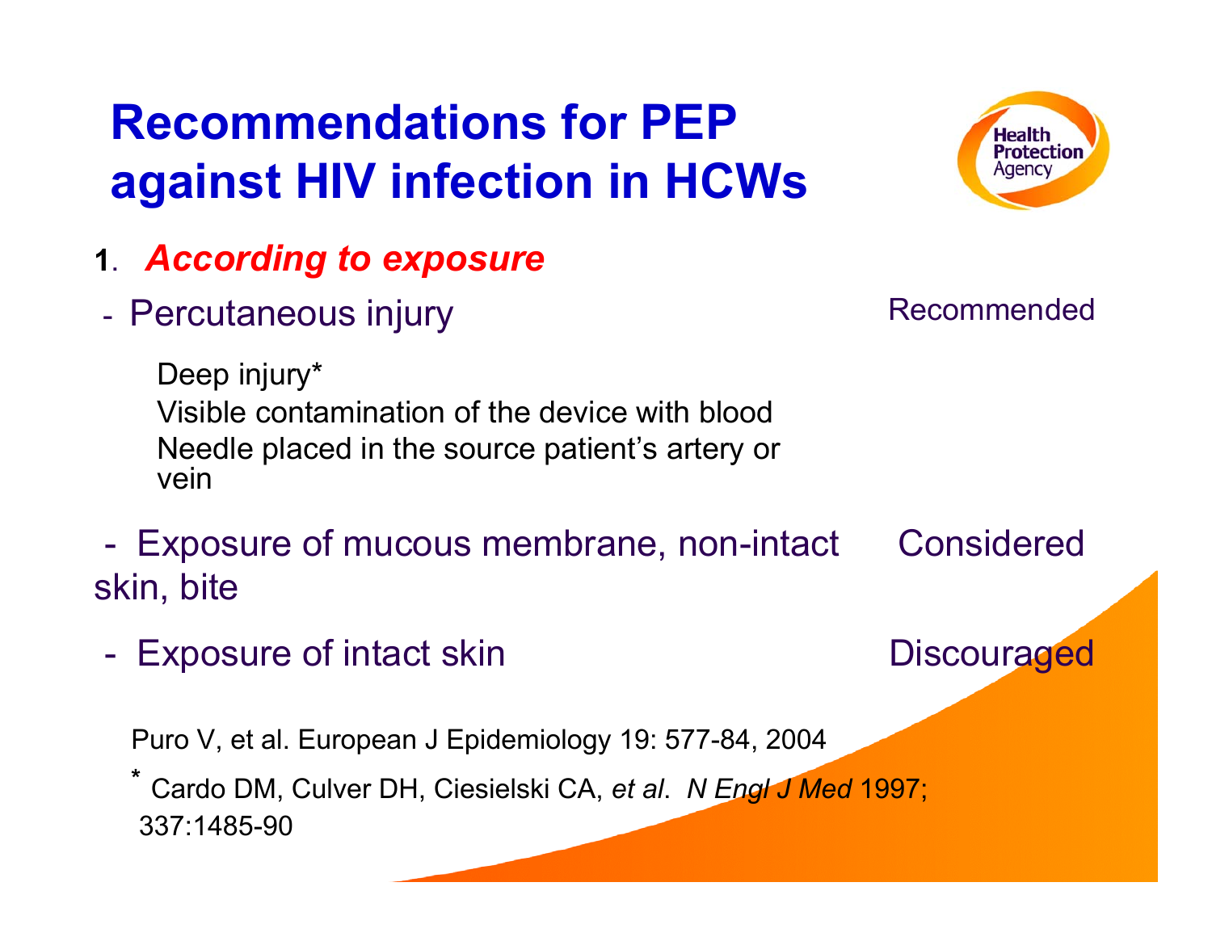# Recommendations for PEP against HIV infection in HCWs

1. ***According to exposure***

- Percutaneous injury — Recommended

  Deep injury*
  Visible contamination of the device with blood
  Needle placed in the source patient's artery or vein

- Exposure of mucous membrane, non-intact skin, bite — Considered

- Exposure of intact skin — Discouraged

Puro V, et al. European J Epidemiology 19: 577-84, 2004

* Cardo DM, Culver DH, Ciesielski CA, *et al*. *N Engl J Med* 1997; 337:1485-90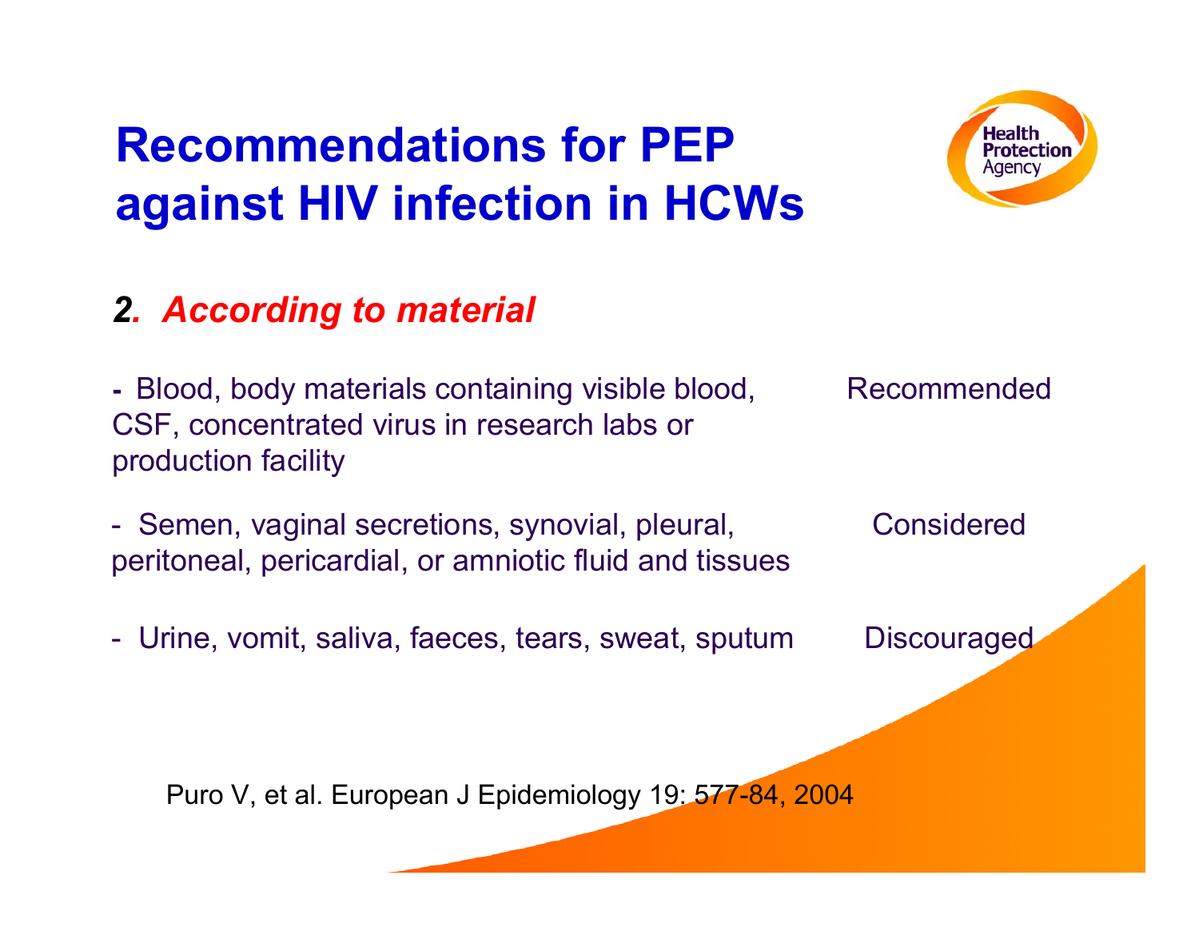# Recommendations for PEP against HIV infection in HCWs

## *2. According to material*

| Material | Recommendation |
| --- | --- |
| - Blood, body materials containing visible blood, CSF, concentrated virus in research labs or production facility | Recommended |
| - Semen, vaginal secretions, synovial, pleural, peritoneal, pericardial, or amniotic fluid and tissues | Considered |
| - Urine, vomit, saliva, faeces, tears, sweat, sputum | Discouraged |

Puro V, et al. European J Epidemiology 19: 577-84, 2004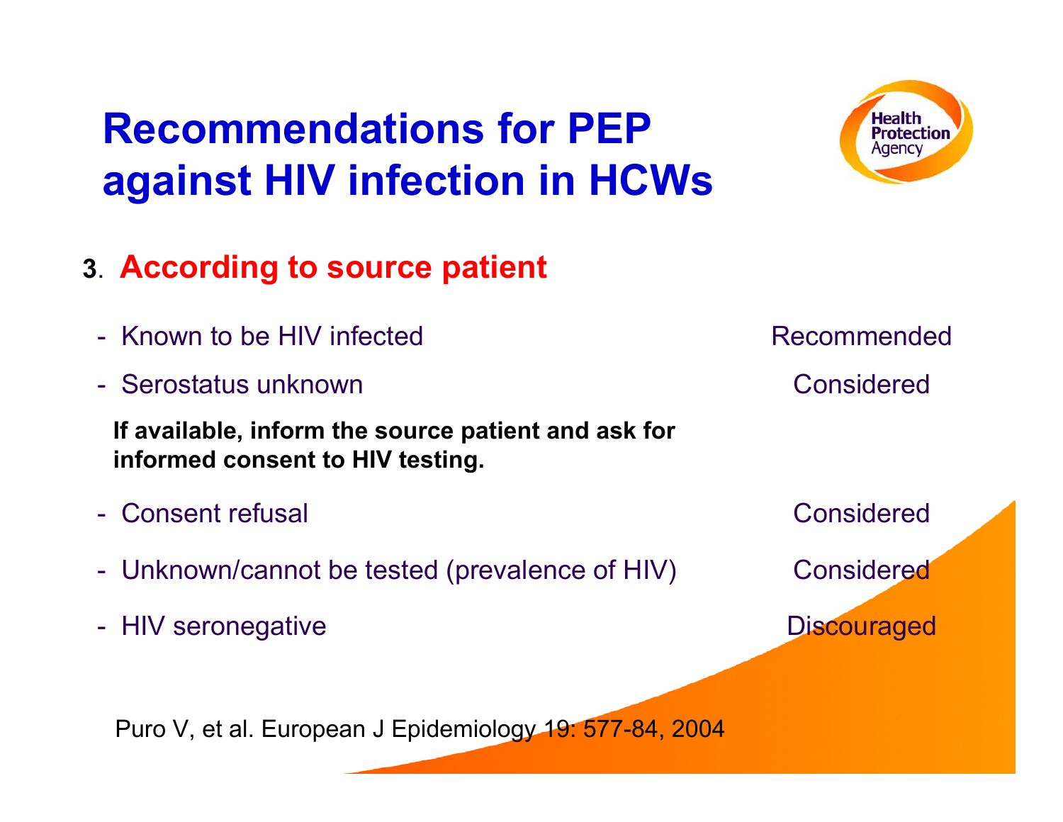# Recommendations for PEP against HIV infection in HCWs

## 3. According to source patient

| Source patient | PEP |
|---|---|
| Known to be HIV infected | Recommended |
| Serostatus unknown | Considered |

**If available, inform the source patient and ask for informed consent to HIV testing.**

| Source patient | PEP |
|---|---|
| Consent refusal | Considered |
| Unknown/cannot be tested (prevalence of HIV) | Considered |
| HIV seronegative | Discouraged |

Puro V, et al. European J Epidemiology 19: 577-84, 2004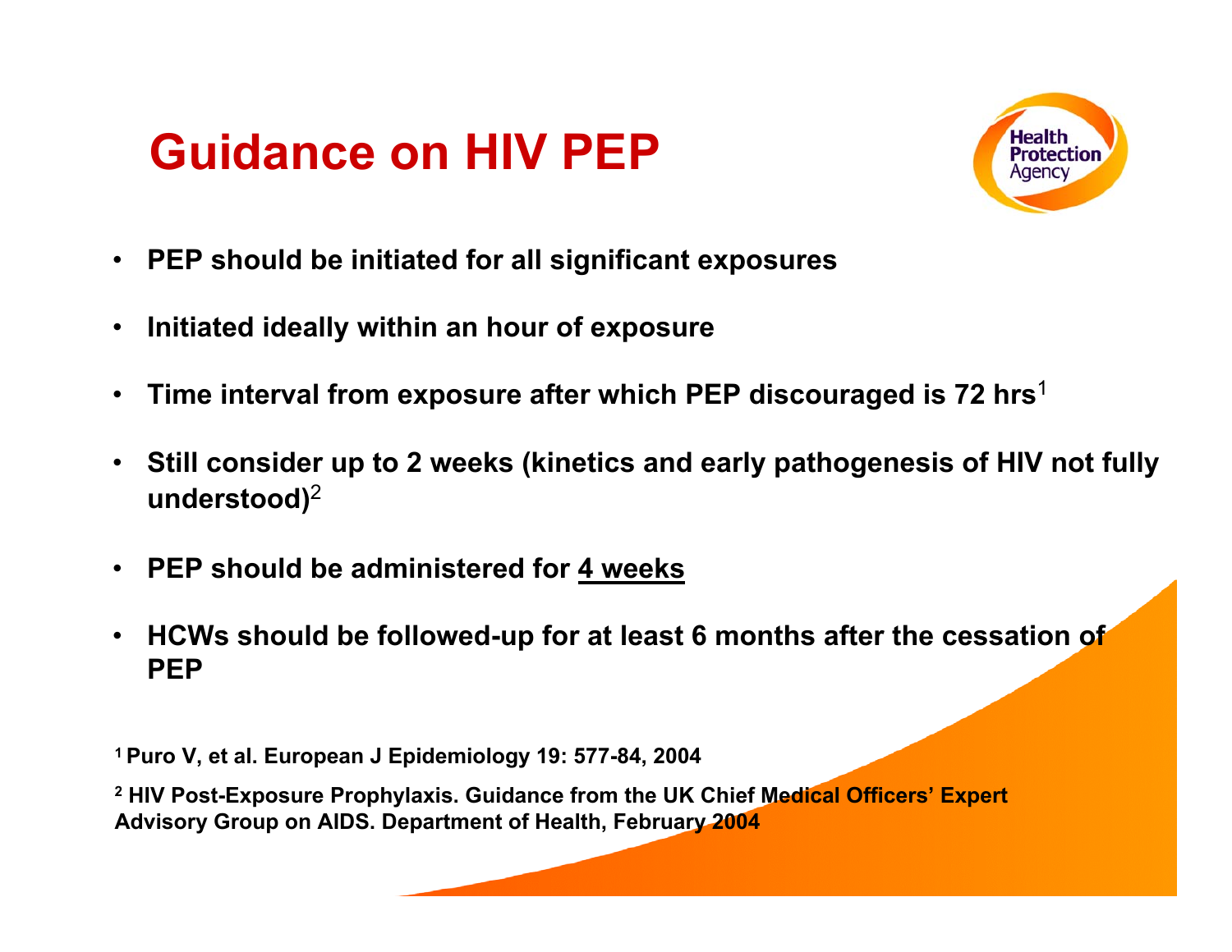# Guidance on HIV PEP

- **PEP should be initiated for all significant exposures**
- **Initiated ideally within an hour of exposure**
- **Time interval from exposure after which PEP discouraged is 72 hrs**[1]
- **Still consider up to 2 weeks (kinetics and early pathogenesis of HIV not fully understood)**[2]
- **PEP should be administered for <u>4 weeks</u>**
- **HCWs should be followed-up for at least 6 months after the cessation of PEP**

**[1] Puro V, et al. European J Epidemiology 19: 577-84, 2004**

**[2] HIV Post-Exposure Prophylaxis. Guidance from the UK Chief Medical Officers' Expert Advisory Group on AIDS. Department of Health, February 2004**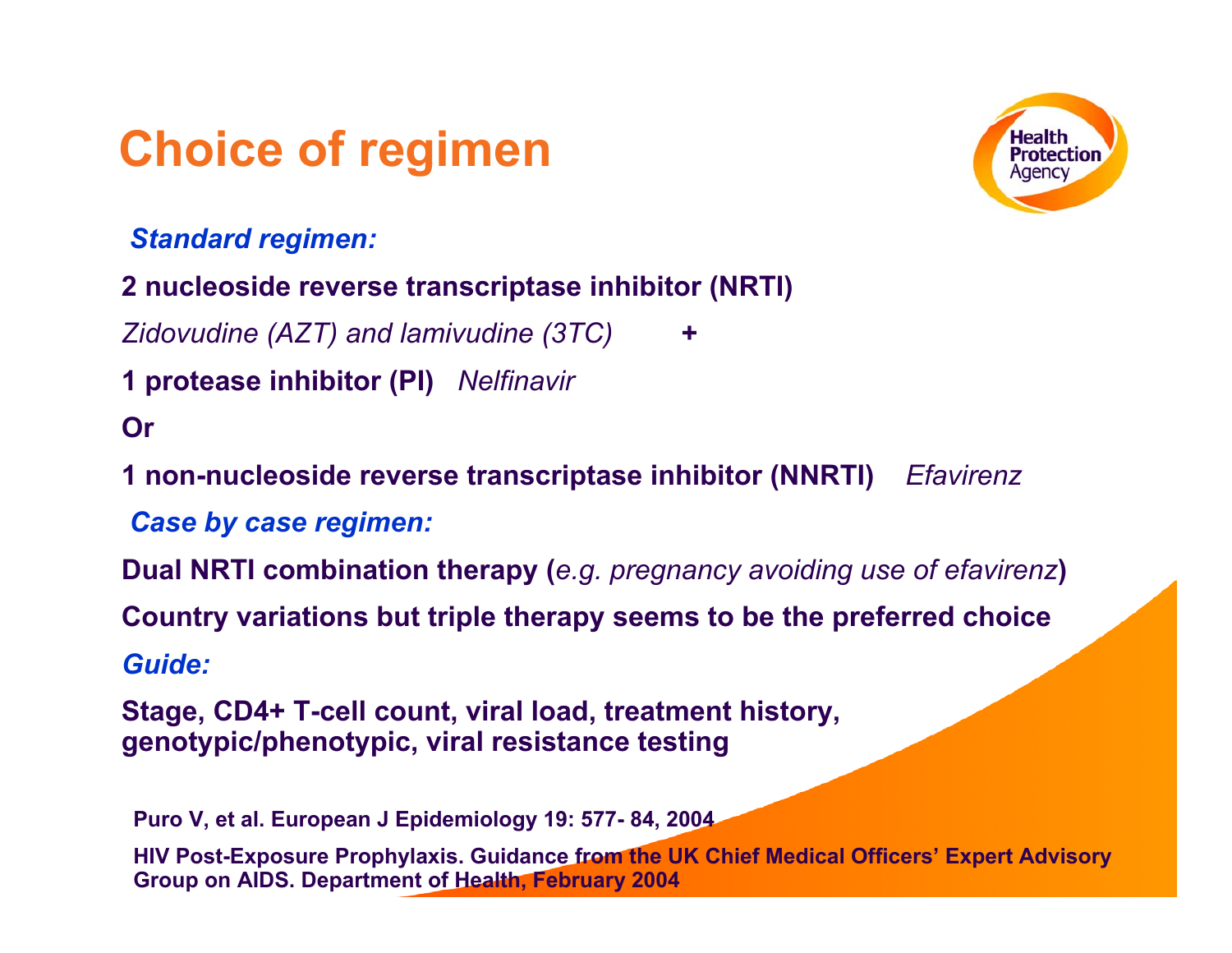# Choice of regimen

*Standard regimen:*

**2 nucleoside reverse transcriptase inhibitor (NRTI)**

*Zidovudine (AZT) and lamivudine (3TC)* **+**

**1 protease inhibitor (PI)** *Nelfinavir*

**Or**

**1 non-nucleoside reverse transcriptase inhibitor (NNRTI)** *Efavirenz*

*Case by case regimen:*

**Dual NRTI combination therapy (***e.g. pregnancy avoiding use of efavirenz***)**

**Country variations but triple therapy seems to be the preferred choice**

*Guide:*

**Stage, CD4+ T-cell count, viral load, treatment history, genotypic/phenotypic, viral resistance testing**

**Puro V, et al. European J Epidemiology 19: 577- 84, 2004**

**HIV Post-Exposure Prophylaxis. Guidance from the UK Chief Medical Officers' Expert Advisory Group on AIDS. Department of Health, February 2004**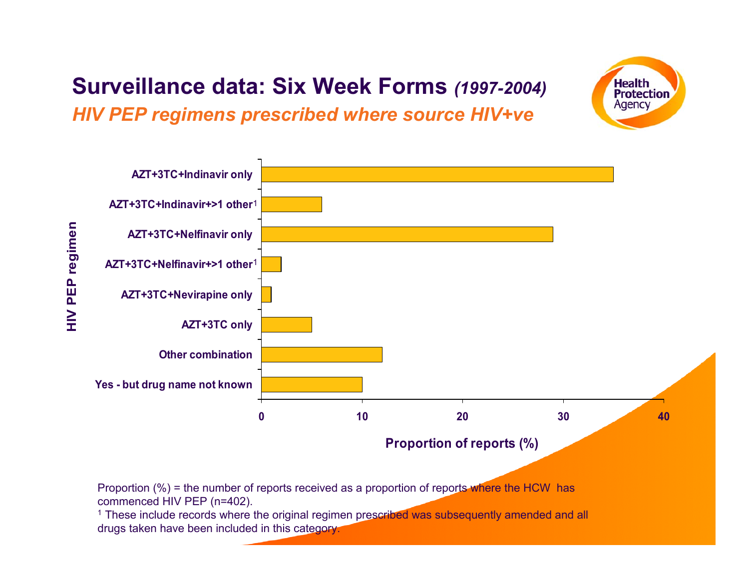# Surveillance data: Six Week Forms *(1997-2004)*

## *HIV PEP regimens prescribed where source HIV+ve*

| HIV PEP regimen | Proportion of reports (%) |
| --- | --- |
| AZT+3TC+Indinavir only | ~35 |
| AZT+3TC+Indinavir+>1 other[1] | ~6 |
| AZT+3TC+Nelfinavir only | ~29 |
| AZT+3TC+Nelfinavir+>1 other[1] | ~2 |
| AZT+3TC+Nevirapine only | ~1 |
| AZT+3TC only | ~5 |
| Other combination | ~12 |
| Yes - but drug name not known | ~10 |

Proportion (%) = the number of reports received as a proportion of reports where the HCW has commenced HIV PEP (n=402).

[1] These include records where the original regimen prescribed was subsequently amended and all drugs taken have been included in this category.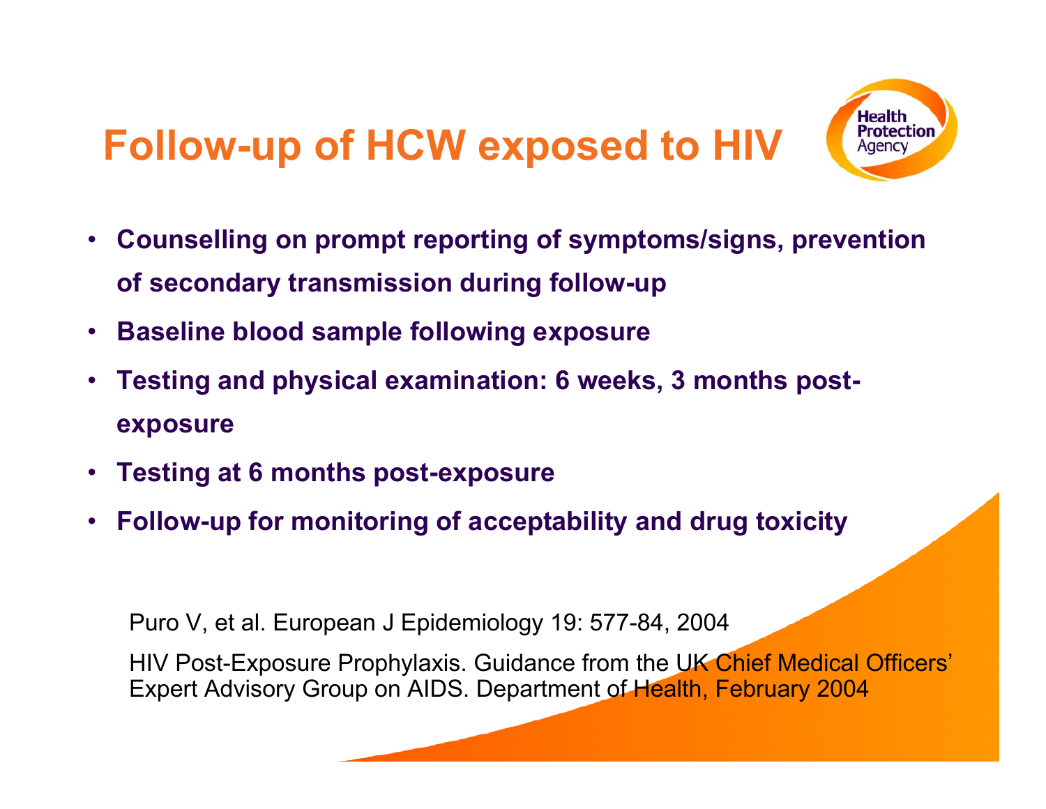# Follow-up of HCW exposed to HIV

- **Counselling on prompt reporting of symptoms/signs, prevention of secondary transmission during follow-up**
- **Baseline blood sample following exposure**
- **Testing and physical examination: 6 weeks, 3 months post-exposure**
- **Testing at 6 months post-exposure**
- **Follow-up for monitoring of acceptability and drug toxicity**

Puro V, et al. European J Epidemiology 19: 577-84, 2004

HIV Post-Exposure Prophylaxis. Guidance from the UK Chief Medical Officers' Expert Advisory Group on AIDS. Department of Health, February 2004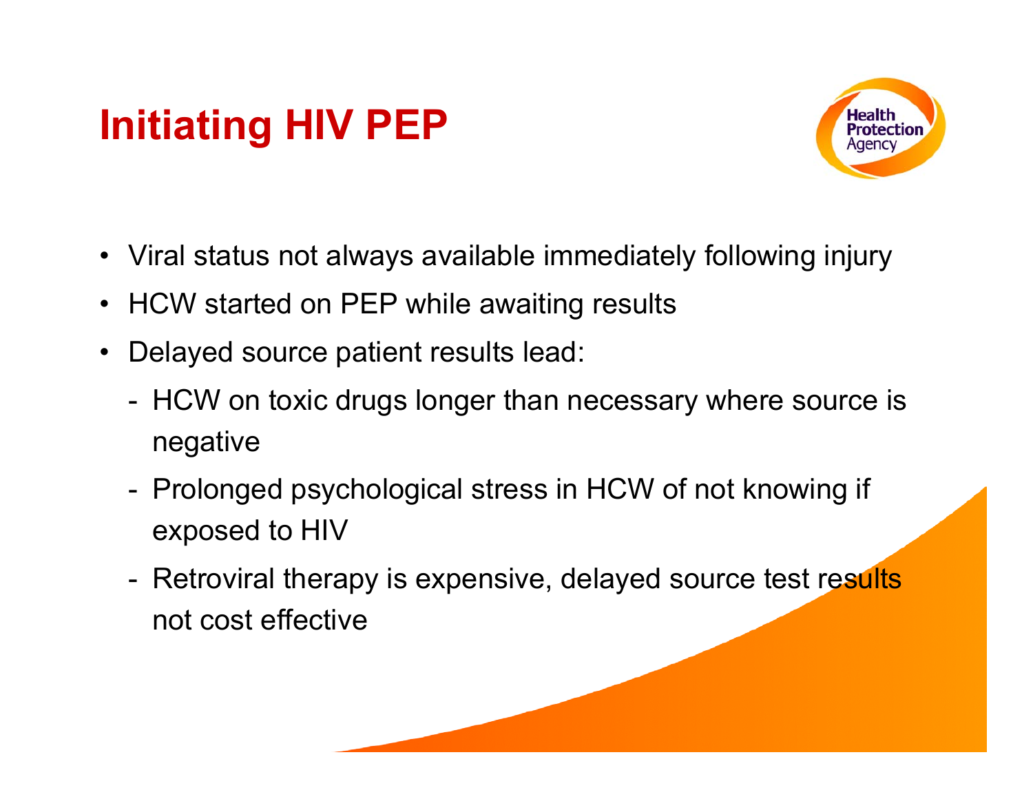# Initiating HIV PEP

- Viral status not always available immediately following injury
- HCW started on PEP while awaiting results
- Delayed source patient results lead:
  - HCW on toxic drugs longer than necessary where source is negative
  - Prolonged psychological stress in HCW of not knowing if exposed to HIV
  - Retroviral therapy is expensive, delayed source test results not cost effective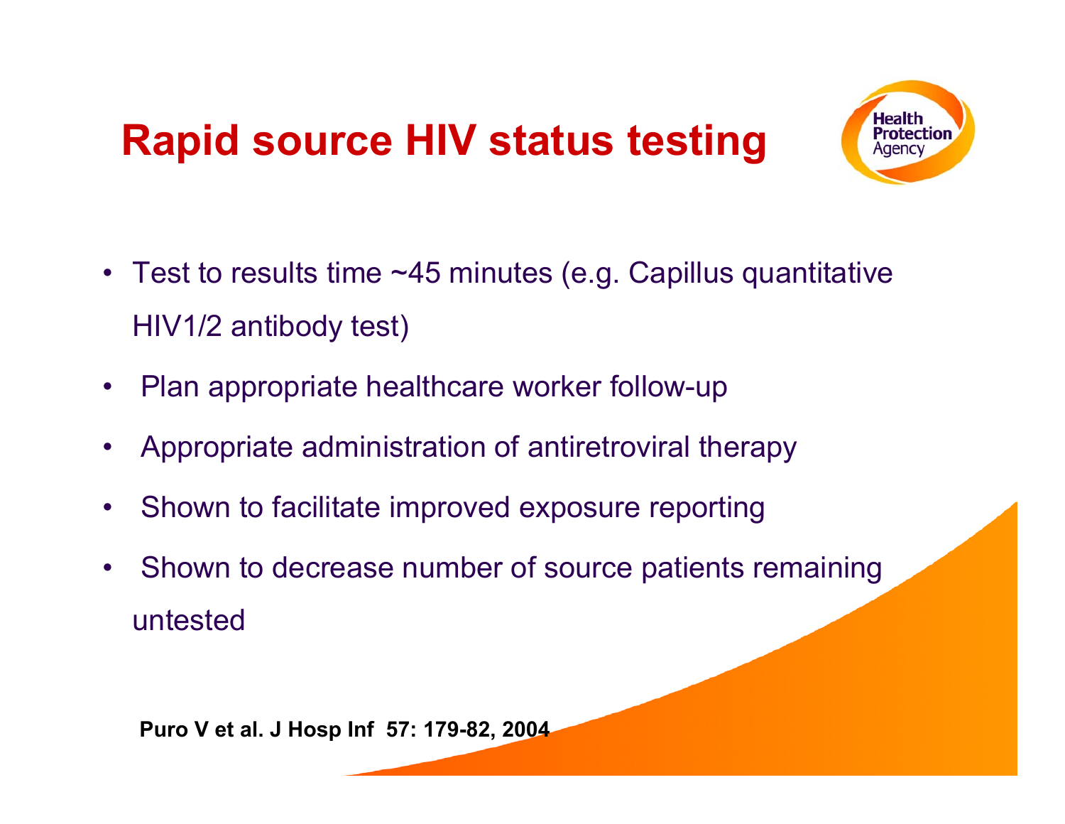# Rapid source HIV status testing

- Test to results time ~45 minutes (e.g. Capillus quantitative HIV1/2 antibody test)
- Plan appropriate healthcare worker follow-up
- Appropriate administration of antiretroviral therapy
- Shown to facilitate improved exposure reporting
- Shown to decrease number of source patients remaining untested

**Puro V et al. J Hosp Inf 57: 179-82, 2004**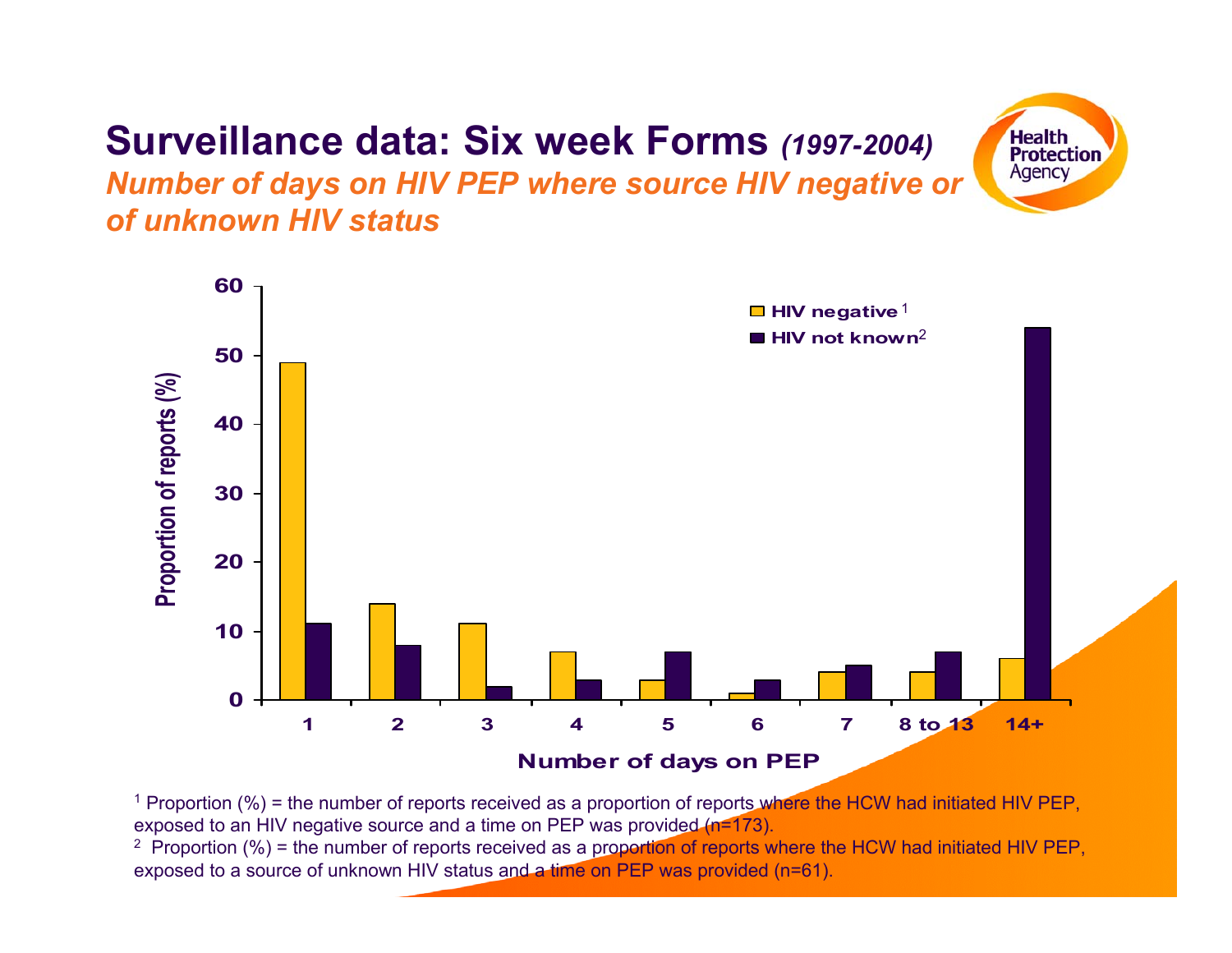# Surveillance data: Six week Forms *(1997-2004)*

## *Number of days on HIV PEP where source HIV negative or of unknown HIV status*

| Number of days on PEP | HIV negative[1] | HIV not known[2] |
|---|---|---|
| 1 | 49 | 11 |
| 2 | 14 | 8 |
| 3 | 11 | 2 |
| 4 | 7 | 3 |
| 5 | 3 | 7 |
| 6 | 1 | 3 |
| 7 | 4 | 5 |
| 8 to 13 | 4 | 7 |
| 14+ | 6 | 54 |

Proportion of reports (%)

[1] Proportion (%) = the number of reports received as a proportion of reports where the HCW had initiated HIV PEP, exposed to an HIV negative source and a time on PEP was provided (n=173).

[2] Proportion (%) = the number of reports received as a proportion of reports where the HCW had initiated HIV PEP, exposed to a source of unknown HIV status and a time on PEP was provided (n=61).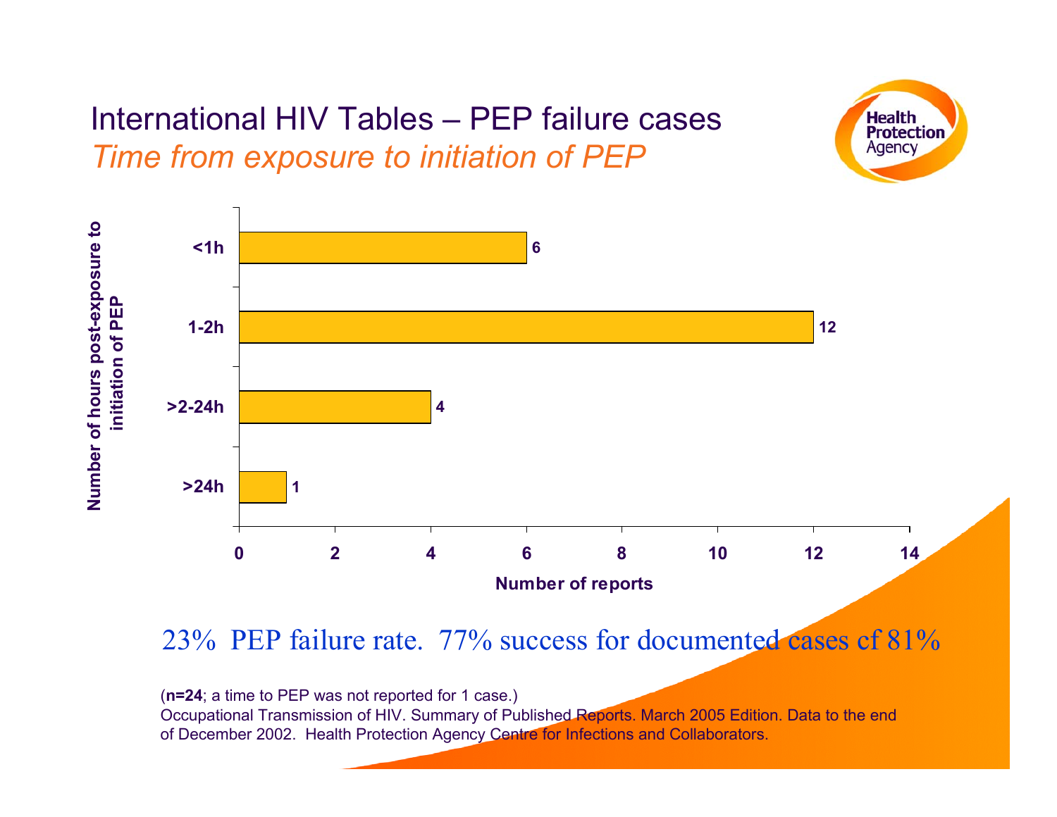# International HIV Tables – PEP failure cases

## *Time from exposure to initiation of PEP*

| Number of hours post-exposure to initiation of PEP | Number of reports |
|---|---|
| <1h | 6 |
| 1-2h | 12 |
| >2-24h | 4 |
| >24h | 1 |

23% PEP failure rate. 77% success for documented cases cf 81%

(**n=24**; a time to PEP was not reported for 1 case.)
Occupational Transmission of HIV. Summary of Published Reports. March 2005 Edition. Data to the end of December 2002. Health Protection Agency Centre for Infections and Collaborators.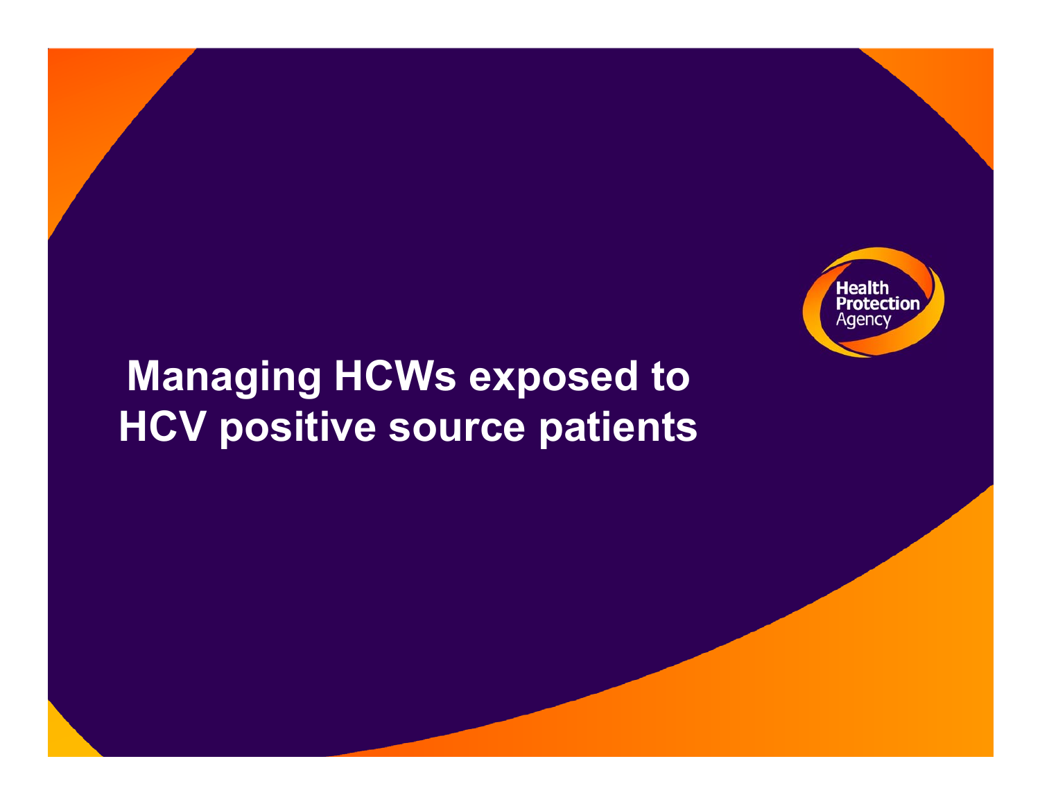# Managing HCWs exposed to HCV positive source patients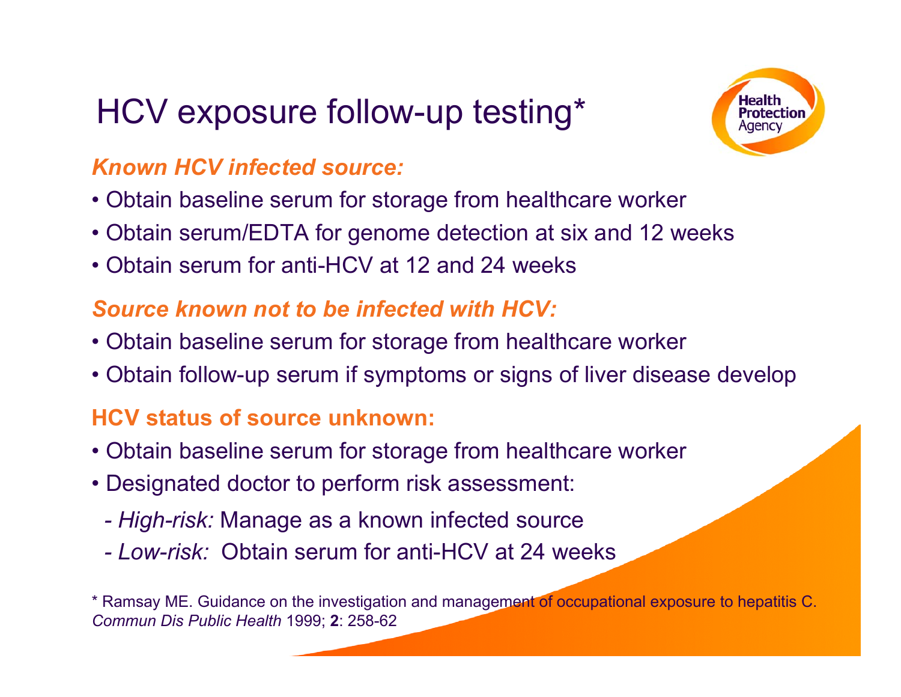# HCV exposure follow-up testing*

***Known HCV infected source:***

- Obtain baseline serum for storage from healthcare worker
- Obtain serum/EDTA for genome detection at six and 12 weeks
- Obtain serum for anti-HCV at 12 and 24 weeks

***Source known not to be infected with HCV:***

- Obtain baseline serum for storage from healthcare worker
- Obtain follow-up serum if symptoms or signs of liver disease develop

**HCV status of source unknown:**

- Obtain baseline serum for storage from healthcare worker
- Designated doctor to perform risk assessment:
  - *High-risk:* Manage as a known infected source
  - *Low-risk:* Obtain serum for anti-HCV at 24 weeks

\* Ramsay ME. Guidance on the investigation and management of occupational exposure to hepatitis C. *Commun Dis Public Health* 1999; **2**: 258-62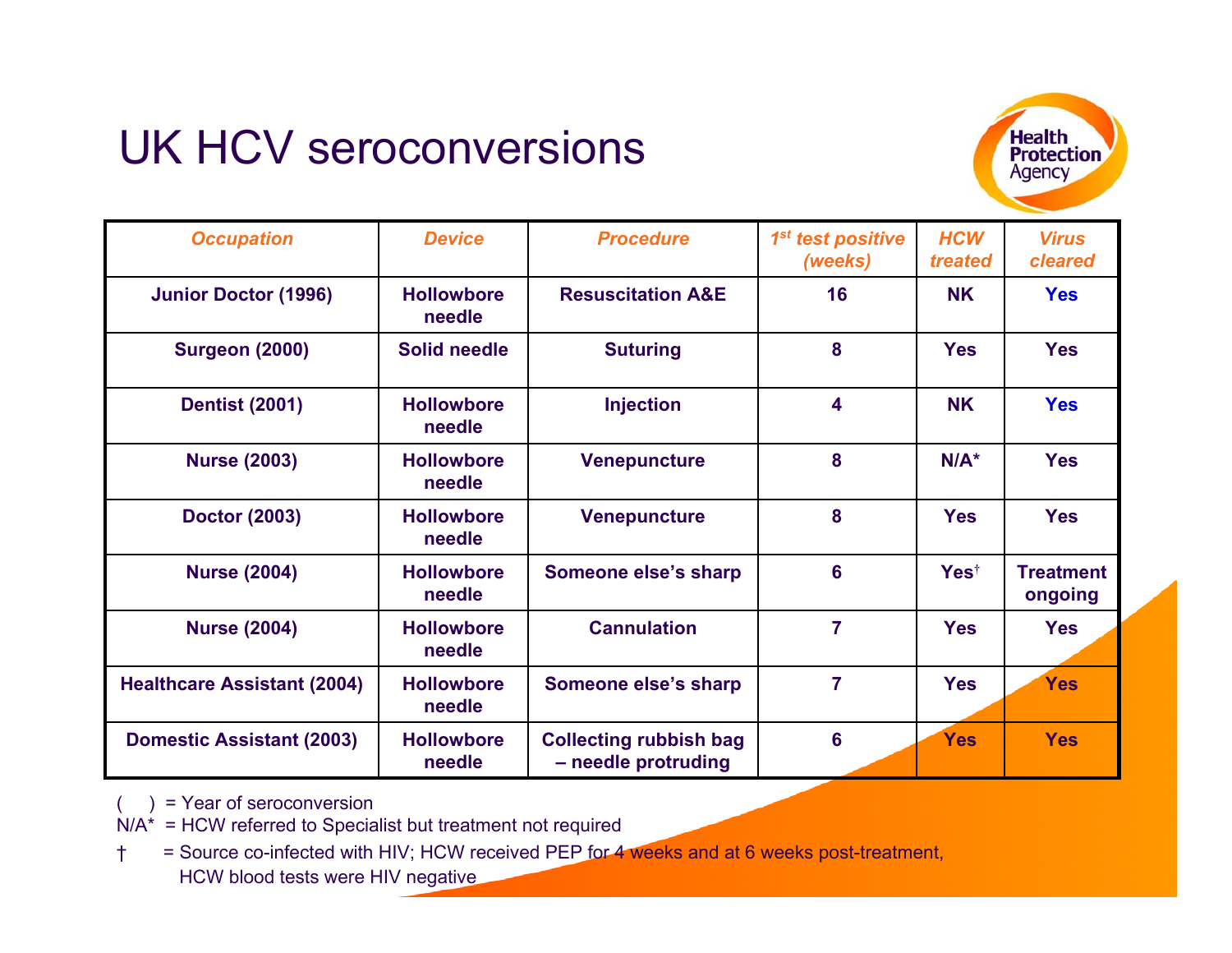# UK HCV seroconversions

| *Occupation* | *Device* | *Procedure* | *1st test positive (weeks)* | *HCW treated* | *Virus cleared* |
|---|---|---|---|---|---|
| **Junior Doctor (1996)** | **Hollowbore needle** | **Resuscitation A&E** | **16** | **NK** | **Yes** |
| **Surgeon (2000)** | **Solid needle** | **Suturing** | **8** | **Yes** | **Yes** |
| **Dentist (2001)** | **Hollowbore needle** | **Injection** | **4** | **NK** | **Yes** |
| **Nurse (2003)** | **Hollowbore needle** | **Venepuncture** | **8** | **N/A*** | **Yes** |
| **Doctor (2003)** | **Hollowbore needle** | **Venepuncture** | **8** | **Yes** | **Yes** |
| **Nurse (2004)** | **Hollowbore needle** | **Someone else's sharp** | **6** | **Yes†** | **Treatment ongoing** |
| **Nurse (2004)** | **Hollowbore needle** | **Cannulation** | **7** | **Yes** | **Yes** |
| **Healthcare Assistant (2004)** | **Hollowbore needle** | **Someone else's sharp** | **7** | **Yes** | **Yes** |
| **Domestic Assistant (2003)** | **Hollowbore needle** | **Collecting rubbish bag – needle protruding** | **6** | **Yes** | **Yes** |

( ) = Year of seroconversion

N/A* = HCW referred to Specialist but treatment not required

† = Source co-infected with HIV; HCW received PEP for 4 weeks and at 6 weeks post-treatment, HCW blood tests were HIV negative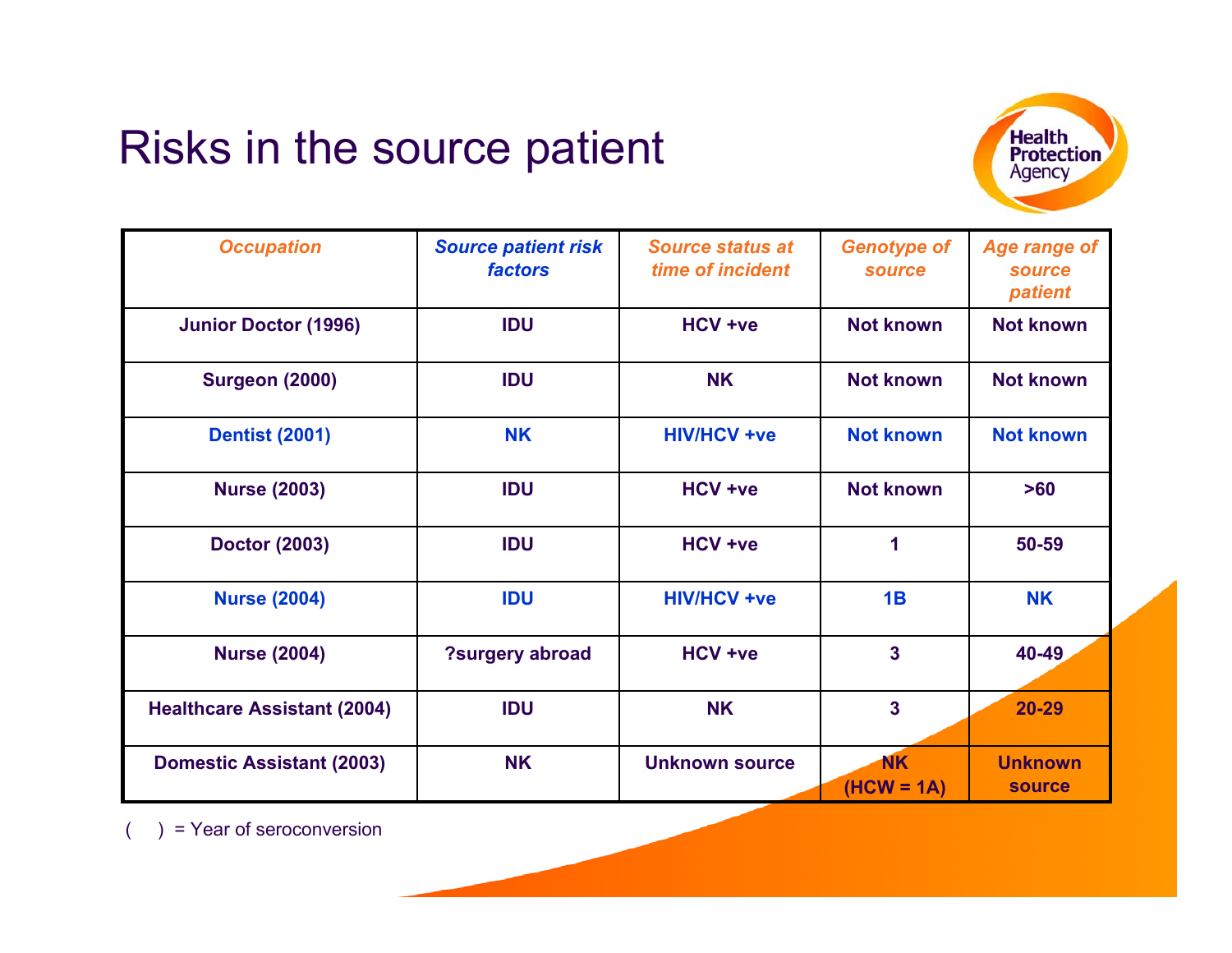# Risks in the source patient

| Occupation | Source patient risk factors | Source status at time of incident | Genotype of source | Age range of source patient |
|---|---|---|---|---|
| Junior Doctor (1996) | IDU | HCV +ve | Not known | Not known |
| Surgeon (2000) | IDU | NK | Not known | Not known |
| Dentist (2001) | NK | HIV/HCV +ve | Not known | Not known |
| Nurse (2003) | IDU | HCV +ve | Not known | >60 |
| Doctor (2003) | IDU | HCV +ve | 1 | 50-59 |
| Nurse (2004) | IDU | HIV/HCV +ve | 1B | NK |
| Nurse (2004) | ?surgery abroad | HCV +ve | 3 | 40-49 |
| Healthcare Assistant (2004) | IDU | NK | 3 | 20-29 |
| Domestic Assistant (2003) | NK | Unknown source | NK (HCW = 1A) | Unknown source |

(  ) = Year of seroconversion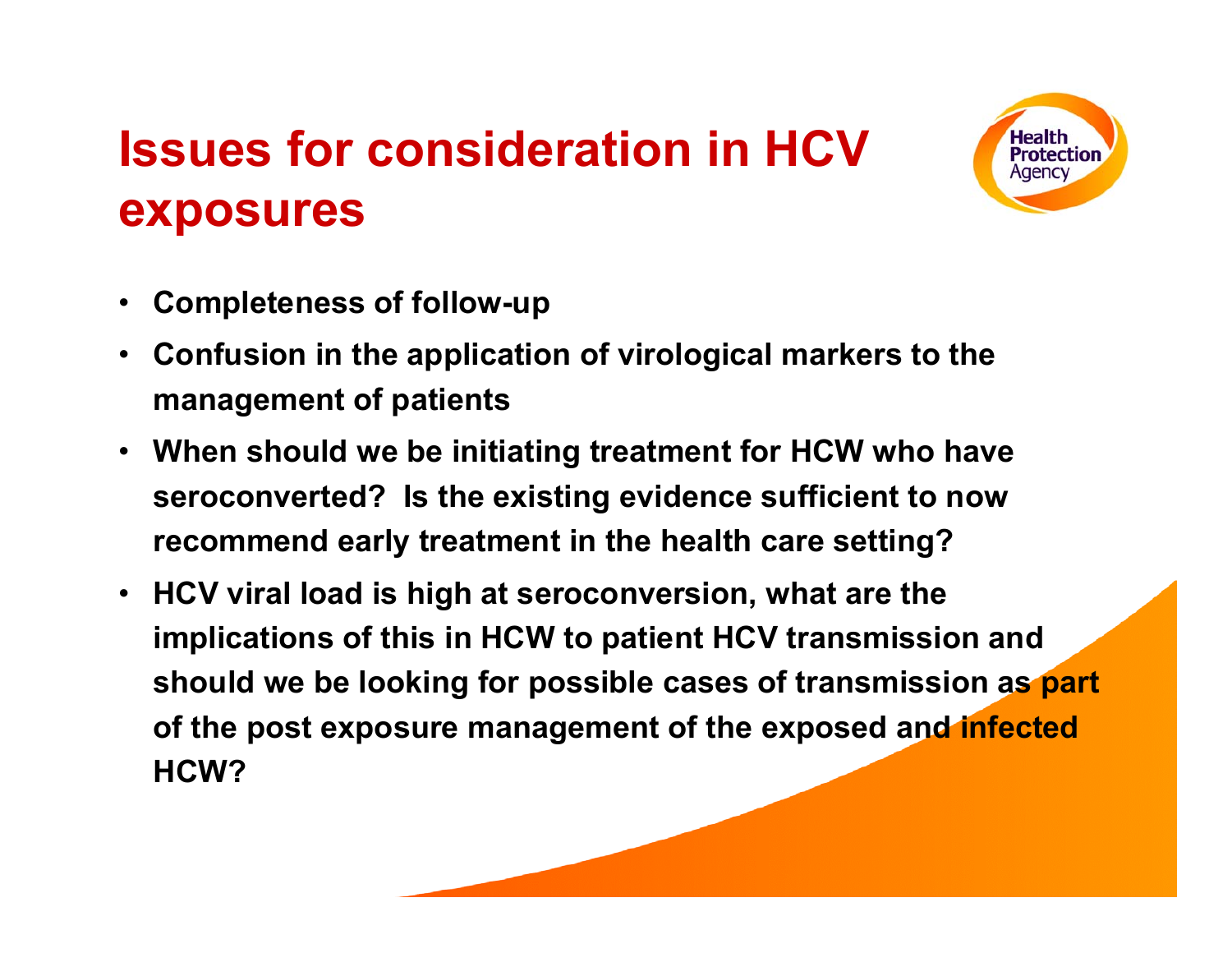# Issues for consideration in HCV exposures

- **Completeness of follow-up**
- **Confusion in the application of virological markers to the management of patients**
- **When should we be initiating treatment for HCW who have seroconverted? Is the existing evidence sufficient to now recommend early treatment in the health care setting?**
- **HCV viral load is high at seroconversion, what are the implications of this in HCW to patient HCV transmission and should we be looking for possible cases of transmission as part of the post exposure management of the exposed and infected HCW?**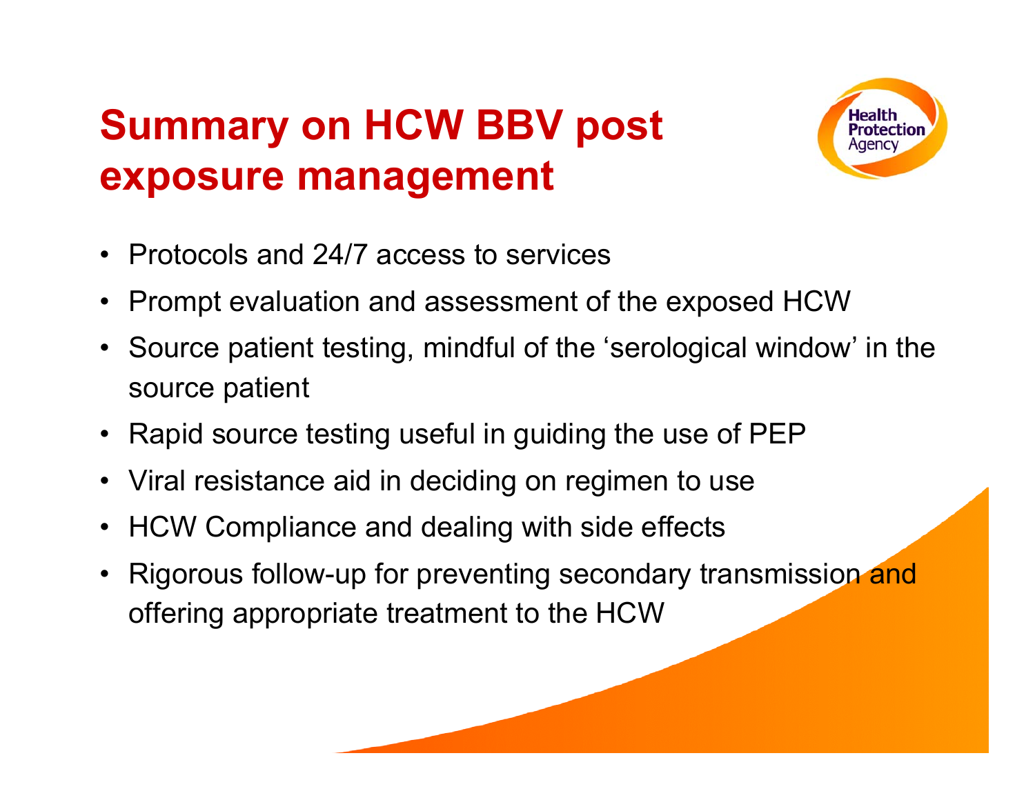# Summary on HCW BBV post exposure management

- Protocols and 24/7 access to services
- Prompt evaluation and assessment of the exposed HCW
- Source patient testing, mindful of the 'serological window' in the source patient
- Rapid source testing useful in guiding the use of PEP
- Viral resistance aid in deciding on regimen to use
- HCW Compliance and dealing with side effects
- Rigorous follow-up for preventing secondary transmission and offering appropriate treatment to the HCW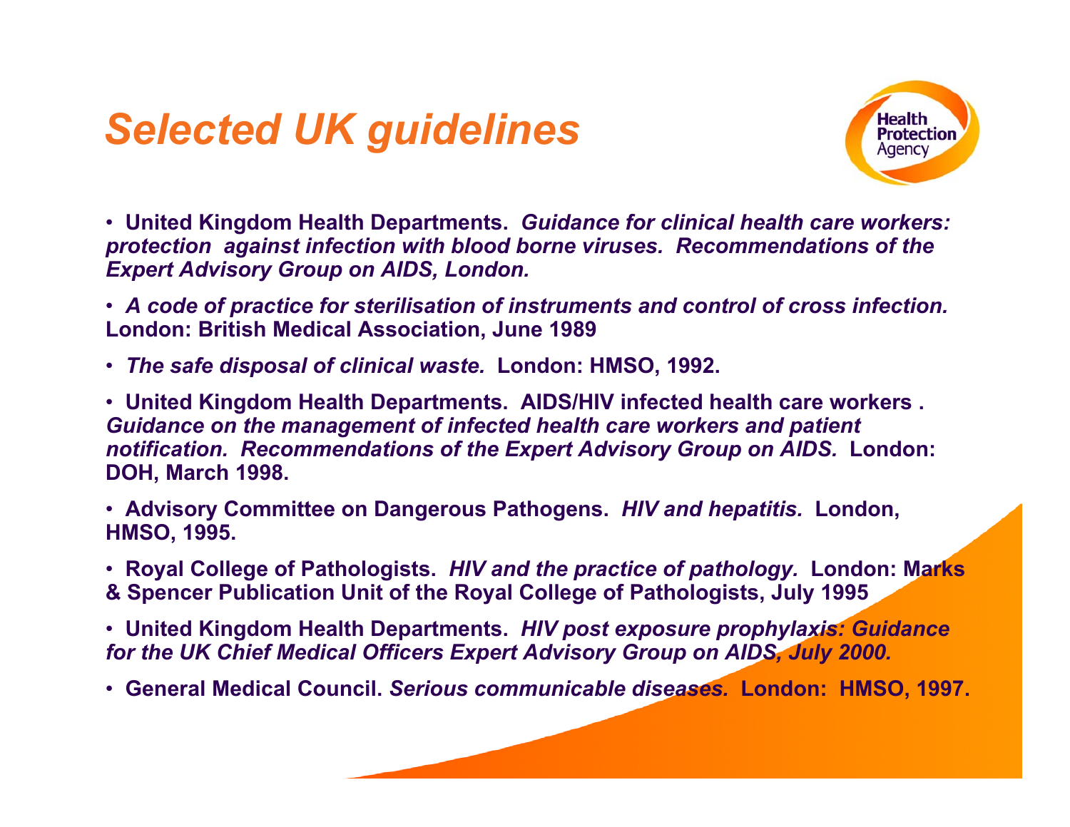# *Selected UK guidelines*

- **United Kingdom Health Departments.** ***Guidance for clinical health care workers: protection against infection with blood borne viruses. Recommendations of the Expert Advisory Group on AIDS, London.***
- ***A code of practice for sterilisation of instruments and control of cross infection.*** **London: British Medical Association, June 1989**
- ***The safe disposal of clinical waste.*** **London: HMSO, 1992.**
- **United Kingdom Health Departments. AIDS/HIV infected health care workers .** ***Guidance on the management of infected health care workers and patient notification. Recommendations of the Expert Advisory Group on AIDS.*** **London: DOH, March 1998.**
- **Advisory Committee on Dangerous Pathogens.** ***HIV and hepatitis.*** **London, HMSO, 1995.**
- **Royal College of Pathologists.** ***HIV and the practice of pathology.*** **London: Marks & Spencer Publication Unit of the Royal College of Pathologists, July 1995**
- **United Kingdom Health Departments.** ***HIV post exposure prophylaxis: Guidance for the UK Chief Medical Officers Expert Advisory Group on AIDS, July 2000.***
- **General Medical Council.** ***Serious communicable diseases.*** **London: HMSO, 1997.**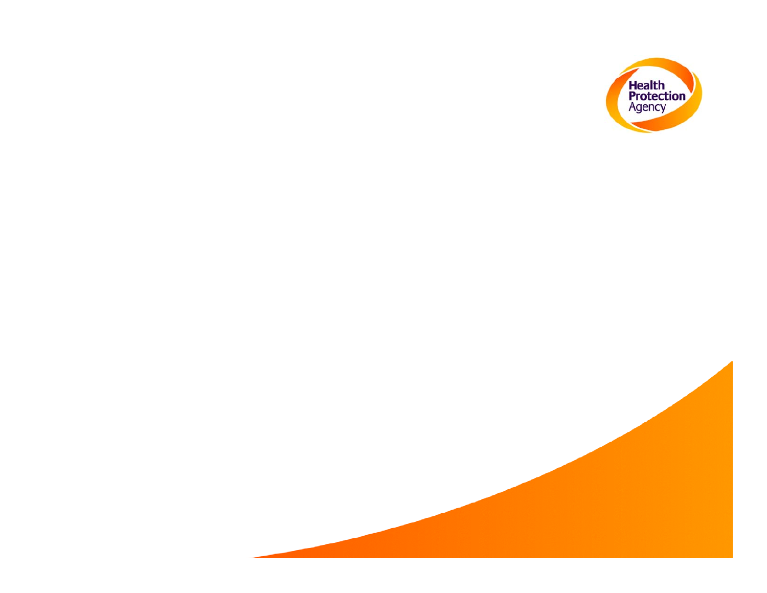Health Protection Agency